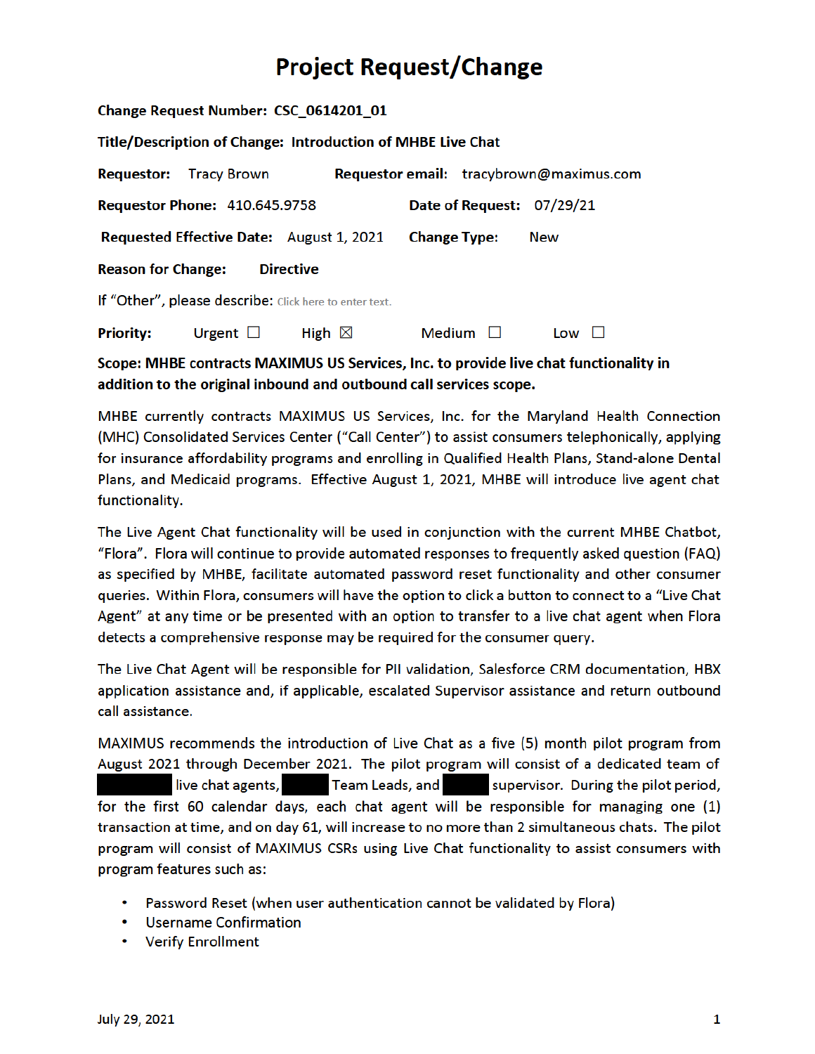# Project Request/Change

**Change Request Number:** **CSC_0614201_01**

**Title/Description of Change:** **Introduction of MHBE Live Chat**

**Requestor:** Tracy Brown **Requestor email:** tracybrown@maximus.com

**Requestor Phone:** 410.645.9758 **Date of Request:** 07/29/21

**Requested Effective Date:** August 1, 2021 **Change Type:** New

**Reason for Change:** **Directive**

If "Other", please describe: Click here to enter text.

**Priority:** Urgent ☐ High ☒ Medium ☐ Low ☐

**Scope: MHBE contracts MAXIMUS US Services, Inc. to provide live chat functionality in addition to the original inbound and outbound call services scope.**

MHBE currently contracts MAXIMUS US Services, Inc. for the Maryland Health Connection (MHC) Consolidated Services Center ("Call Center") to assist consumers telephonically, applying for insurance affordability programs and enrolling in Qualified Health Plans, Stand-alone Dental Plans, and Medicaid programs. Effective August 1, 2021, MHBE will introduce live agent chat functionality.

The Live Agent Chat functionality will be used in conjunction with the current MHBE Chatbot, "Flora". Flora will continue to provide automated responses to frequently asked question (FAQ) as specified by MHBE, facilitate automated password reset functionality and other consumer queries. Within Flora, consumers will have the option to click a button to connect to a "Live Chat Agent" at any time or be presented with an option to transfer to a live chat agent when Flora detects a comprehensive response may be required for the consumer query.

The Live Chat Agent will be responsible for PII validation, Salesforce CRM documentation, HBX application assistance and, if applicable, escalated Supervisor assistance and return outbound call assistance.

MAXIMUS recommends the introduction of Live Chat as a five (5) month pilot program from August 2021 through December 2021. The pilot program will consist of a dedicated team of [REDACTED] live chat agents, [REDACTED] Team Leads, and [REDACTED] supervisor. During the pilot period, for the first 60 calendar days, each chat agent will be responsible for managing one (1) transaction at time, and on day 61, will increase to no more than 2 simultaneous chats. The pilot program will consist of MAXIMUS CSRs using Live Chat functionality to assist consumers with program features such as:

- Password Reset (when user authentication cannot be validated by Flora)
- Username Confirmation
- Verify Enrollment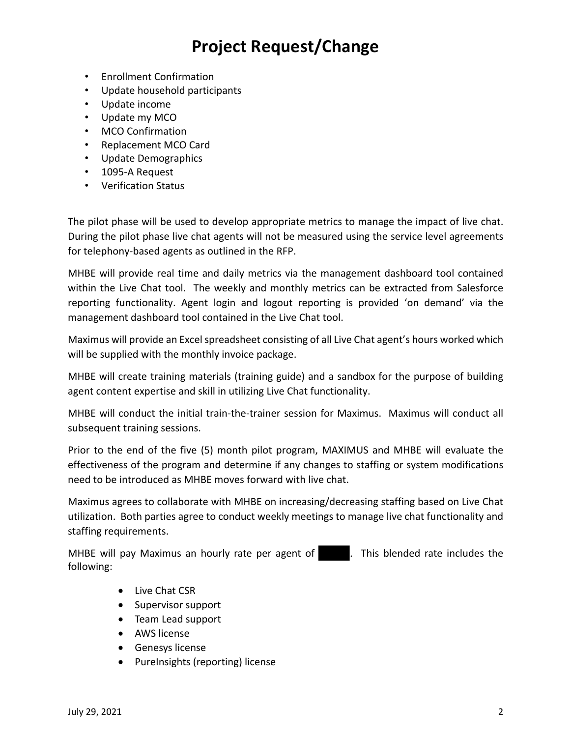# Project Request/Change

- Enrollment Confirmation
- Update household participants
- Update income
- Update my MCO
- MCO Confirmation
- Replacement MCO Card
- Update Demographics
- 1095-A Request
- Verification Status

The pilot phase will be used to develop appropriate metrics to manage the impact of live chat. During the pilot phase live chat agents will not be measured using the service level agreements for telephony-based agents as outlined in the RFP.

MHBE will provide real time and daily metrics via the management dashboard tool contained within the Live Chat tool. The weekly and monthly metrics can be extracted from Salesforce reporting functionality. Agent login and logout reporting is provided 'on demand' via the management dashboard tool contained in the Live Chat tool.

Maximus will provide an Excel spreadsheet consisting of all Live Chat agent's hours worked which will be supplied with the monthly invoice package.

MHBE will create training materials (training guide) and a sandbox for the purpose of building agent content expertise and skill in utilizing Live Chat functionality.

MHBE will conduct the initial train-the-trainer session for Maximus. Maximus will conduct all subsequent training sessions.

Prior to the end of the five (5) month pilot program, MAXIMUS and MHBE will evaluate the effectiveness of the program and determine if any changes to staffing or system modifications need to be introduced as MHBE moves forward with live chat.

Maximus agrees to collaborate with MHBE on increasing/decreasing staffing based on Live Chat utilization. Both parties agree to conduct weekly meetings to manage live chat functionality and staffing requirements.

MHBE will pay Maximus an hourly rate per agent of [REDACTED]. This blended rate includes the following:

- Live Chat CSR
- Supervisor support
- Team Lead support
- AWS license
- Genesys license
- PureInsights (reporting) license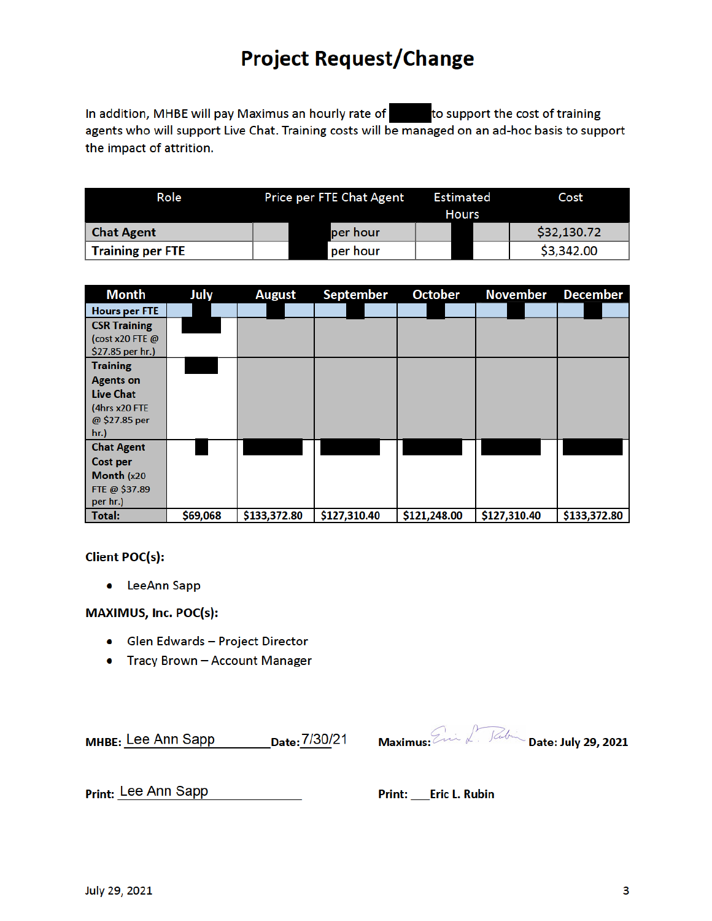# Project Request/Change

In addition, MHBE will pay Maximus an hourly rate of [REDACTED] to support the cost of training agents who will support Live Chat. Training costs will be managed on an ad-hoc basis to support the impact of attrition.

| Role | Price per FTE Chat Agent | Estimated Hours | Cost |
|---|---|---|---|
| **Chat Agent** | [REDACTED] per hour | [REDACTED] | $32,130.72 |
| **Training per FTE** | [REDACTED] per hour | [REDACTED] | $3,342.00 |

| Month | July | August | September | October | November | December |
|---|---|---|---|---|---|---|
| **Hours per FTE** | [REDACTED] | [REDACTED] | [REDACTED] | [REDACTED] | [REDACTED] | [REDACTED] |
| **CSR Training** (cost x20 FTE @ $27.85 per hr.) | [REDACTED] | | | | | |
| **Training Agents on Live Chat** (4hrs x20 FTE @ $27.85 per hr.) | [REDACTED] | | | | | |
| **Chat Agent Cost per Month** (x20 FTE @ $37.89 per hr.) | [REDACTED] | [REDACTED] | [REDACTED] | [REDACTED] | [REDACTED] | [REDACTED] |
| **Total:** | $69,068 | $133,372.80 | $127,310.40 | $121,248.00 | $127,310.40 | $133,372.80 |

**Client POC(s):**

- LeeAnn Sapp

**MAXIMUS, Inc. POC(s):**

- Glen Edwards – Project Director
- Tracy Brown – Account Manager

**MHBE:** Lee Ann Sapp **Date:** 7/30/21

**Maximus:** [Signature] **Date: July 29, 2021**

**Print:** Lee Ann Sapp

**Print:** Eric L. Rubin

July 29, 2021